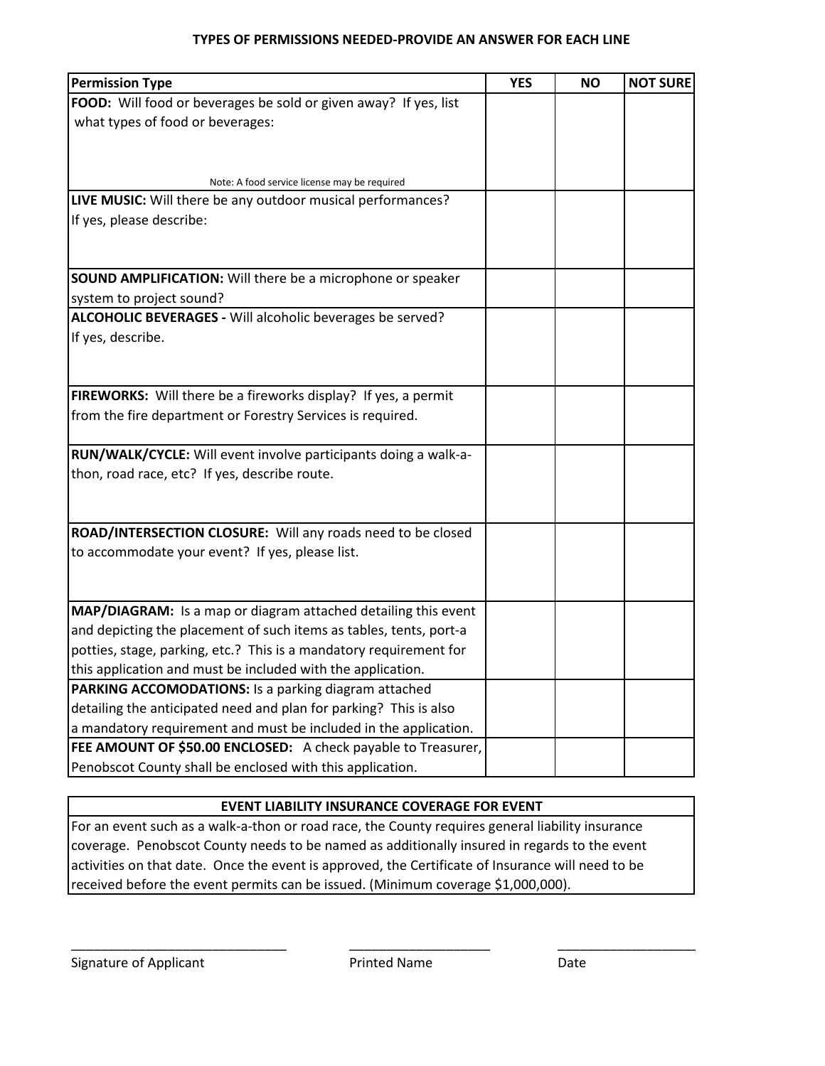**TYPES OF PERMISSIONS NEEDED-PROVIDE AN ANSWER FOR EACH LINE**

| Permission Type | YES | NO | NOT SURE |
|---|---|---|---|
| **FOOD:** Will food or beverages be sold or given away? If yes, list what types of food or beverages: <br><br> Note: A food service license may be required | | | |
| **LIVE MUSIC:** Will there be any outdoor musical performances? If yes, please describe: | | | |
| **SOUND AMPLIFICATION:** Will there be a microphone or speaker system to project sound? | | | |
| **ALCOHOLIC BEVERAGES -** Will alcoholic beverages be served? If yes, describe. | | | |
| **FIREWORKS:** Will there be a fireworks display? If yes, a permit from the fire department or Forestry Services is required. | | | |
| **RUN/WALK/CYCLE:** Will event involve participants doing a walk-a-thon, road race, etc? If yes, describe route. | | | |
| **ROAD/INTERSECTION CLOSURE:** Will any roads need to be closed to accommodate your event? If yes, please list. | | | |
| **MAP/DIAGRAM:** Is a map or diagram attached detailing this event and depicting the placement of such items as tables, tents, port-a potties, stage, parking, etc.? This is a mandatory requirement for this application and must be included with the application. | | | |
| **PARKING ACCOMODATIONS:** Is a parking diagram attached detailing the anticipated need and plan for parking? This is also a mandatory requirement and must be included in the application. | | | |
| **FEE AMOUNT OF $50.00 ENCLOSED:** A check payable to Treasurer, Penobscot County shall be enclosed with this application. | | | |

| **EVENT LIABILITY INSURANCE COVERAGE FOR EVENT** |
|---|
| For an event such as a walk-a-thon or road race, the County requires general liability insurance coverage. Penobscot County needs to be named as additionally insured in regards to the event activities on that date. Once the event is approved, the Certificate of Insurance will need to be received before the event permits can be issued. (Minimum coverage $1,000,000). |

______________________________ Signature of Applicant

____________________ Printed Name

___________________ Date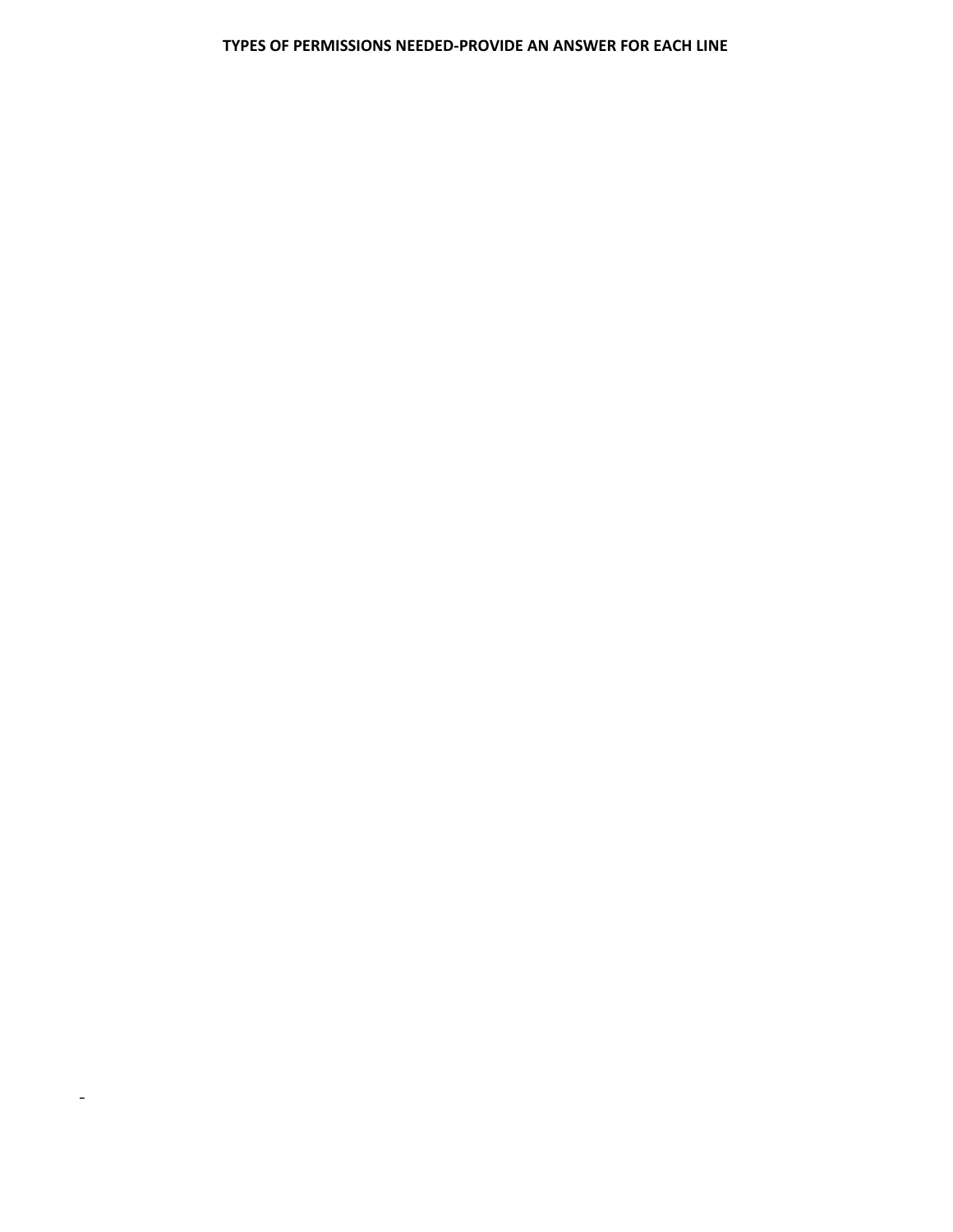**TYPES OF PERMISSIONS NEEDED-PROVIDE AN ANSWER FOR EACH LINE**